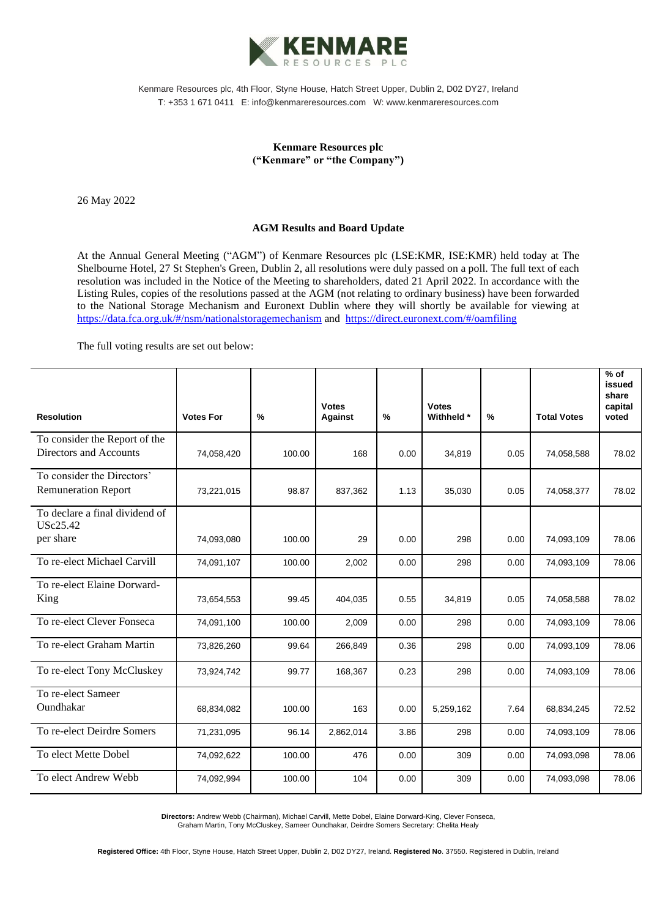Kenmare Resources plc, 4th Floor, Styne House, Hatch Street Upper, Dublin 2, D02 DY27, Ireland
T: +353 1 671 0411 E: info@kenmareresources.com W: www.kenmareresources.com

**Kenmare Resources plc**
**("Kenmare" or "the Company")**

26 May 2022

**AGM Results and Board Update**

At the Annual General Meeting ("AGM") of Kenmare Resources plc (LSE:KMR, ISE:KMR) held today at The Shelbourne Hotel, 27 St Stephen's Green, Dublin 2, all resolutions were duly passed on a poll. The full text of each resolution was included in the Notice of the Meeting to shareholders, dated 21 April 2022. In accordance with the Listing Rules, copies of the resolutions passed at the AGM (not relating to ordinary business) have been forwarded to the National Storage Mechanism and Euronext Dublin where they will shortly be available for viewing at https://data.fca.org.uk/#/nsm/nationalstoragemechanism and https://direct.euronext.com/#/oamfiling

The full voting results are set out below:

| Resolution | Votes For | % | Votes Against | % | Votes Withheld * | % | Total Votes | % of issued share capital voted |
|---|---|---|---|---|---|---|---|---|
| To consider the Report of the Directors and Accounts | 74,058,420 | 100.00 | 168 | 0.00 | 34,819 | 0.05 | 74,058,588 | 78.02 |
| To consider the Directors' Remuneration Report | 73,221,015 | 98.87 | 837,362 | 1.13 | 35,030 | 0.05 | 74,058,377 | 78.02 |
| To declare a final dividend of USc25.42 per share | 74,093,080 | 100.00 | 29 | 0.00 | 298 | 0.00 | 74,093,109 | 78.06 |
| To re-elect Michael Carvill | 74,091,107 | 100.00 | 2,002 | 0.00 | 298 | 0.00 | 74,093,109 | 78.06 |
| To re-elect Elaine Dorward-King | 73,654,553 | 99.45 | 404,035 | 0.55 | 34,819 | 0.05 | 74,058,588 | 78.02 |
| To re-elect Clever Fonseca | 74,091,100 | 100.00 | 2,009 | 0.00 | 298 | 0.00 | 74,093,109 | 78.06 |
| To re-elect Graham Martin | 73,826,260 | 99.64 | 266,849 | 0.36 | 298 | 0.00 | 74,093,109 | 78.06 |
| To re-elect Tony McCluskey | 73,924,742 | 99.77 | 168,367 | 0.23 | 298 | 0.00 | 74,093,109 | 78.06 |
| To re-elect Sameer Oundhakar | 68,834,082 | 100.00 | 163 | 0.00 | 5,259,162 | 7.64 | 68,834,245 | 72.52 |
| To re-elect Deirdre Somers | 71,231,095 | 96.14 | 2,862,014 | 3.86 | 298 | 0.00 | 74,093,109 | 78.06 |
| To elect Mette Dobel | 74,092,622 | 100.00 | 476 | 0.00 | 309 | 0.00 | 74,093,098 | 78.06 |
| To elect Andrew Webb | 74,092,994 | 100.00 | 104 | 0.00 | 309 | 0.00 | 74,093,098 | 78.06 |

**Directors:** Andrew Webb (Chairman), Michael Carvill, Mette Dobel, Elaine Dorward-King, Clever Fonseca, Graham Martin, Tony McCluskey, Sameer Oundhakar, Deirdre Somers Secretary: Chelita Healy

**Registered Office:** 4th Floor, Styne House, Hatch Street Upper, Dublin 2, D02 DY27, Ireland. **Registered No**. 37550. Registered in Dublin, Ireland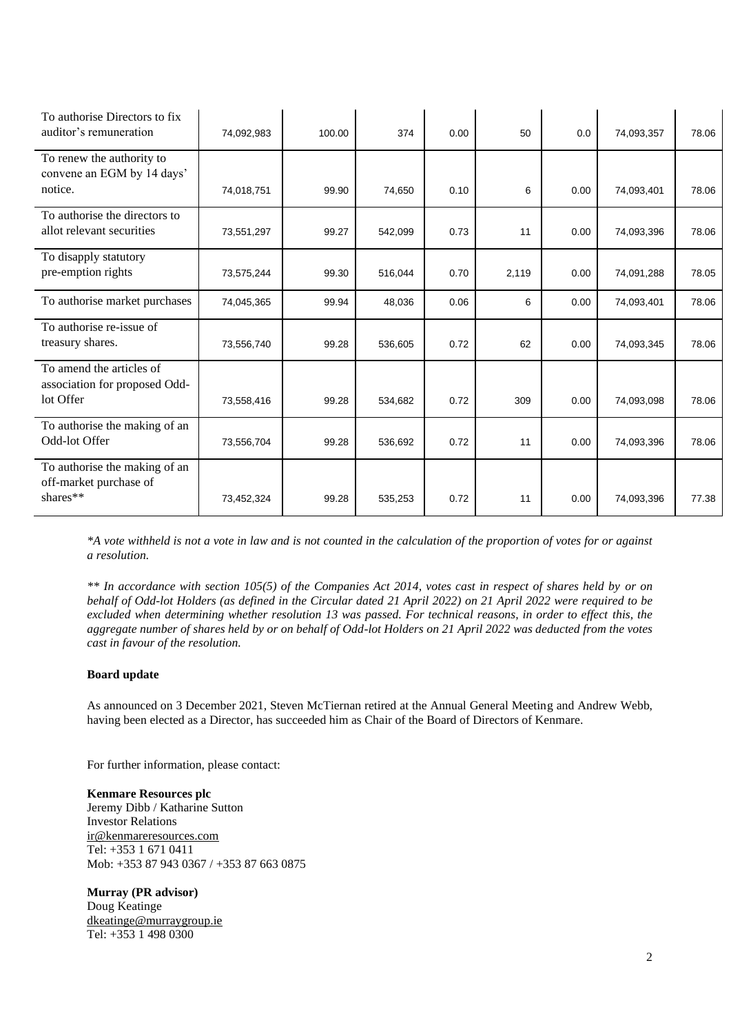| | | | | | | | | |
|---|---|---|---|---|---|---|---|---|
| To authorise Directors to fix auditor's remuneration | 74,092,983 | 100.00 | 374 | 0.00 | 50 | 0.0 | 74,093,357 | 78.06 |
| To renew the authority to convene an EGM by 14 days' notice. | 74,018,751 | 99.90 | 74,650 | 0.10 | 6 | 0.00 | 74,093,401 | 78.06 |
| To authorise the directors to allot relevant securities | 73,551,297 | 99.27 | 542,099 | 0.73 | 11 | 0.00 | 74,093,396 | 78.06 |
| To disapply statutory pre-emption rights | 73,575,244 | 99.30 | 516,044 | 0.70 | 2,119 | 0.00 | 74,091,288 | 78.05 |
| To authorise market purchases | 74,045,365 | 99.94 | 48,036 | 0.06 | 6 | 0.00 | 74,093,401 | 78.06 |
| To authorise re-issue of treasury shares. | 73,556,740 | 99.28 | 536,605 | 0.72 | 62 | 0.00 | 74,093,345 | 78.06 |
| To amend the articles of association for proposed Odd-lot Offer | 73,558,416 | 99.28 | 534,682 | 0.72 | 309 | 0.00 | 74,093,098 | 78.06 |
| To authorise the making of an Odd-lot Offer | 73,556,704 | 99.28 | 536,692 | 0.72 | 11 | 0.00 | 74,093,396 | 78.06 |
| To authorise the making of an off-market purchase of shares** | 73,452,324 | 99.28 | 535,253 | 0.72 | 11 | 0.00 | 74,093,396 | 77.38 |

*\*A vote withheld is not a vote in law and is not counted in the calculation of the proportion of votes for or against a resolution.*

*\*\* In accordance with section 105(5) of the Companies Act 2014, votes cast in respect of shares held by or on behalf of Odd-lot Holders (as defined in the Circular dated 21 April 2022) on 21 April 2022 were required to be excluded when determining whether resolution 13 was passed. For technical reasons, in order to effect this, the aggregate number of shares held by or on behalf of Odd-lot Holders on 21 April 2022 was deducted from the votes cast in favour of the resolution.*

**Board update**

As announced on 3 December 2021, Steven McTiernan retired at the Annual General Meeting and Andrew Webb, having been elected as a Director, has succeeded him as Chair of the Board of Directors of Kenmare.

For further information, please contact:

**Kenmare Resources plc**
Jeremy Dibb / Katharine Sutton
Investor Relations
ir@kenmareresources.com
Tel: +353 1 671 0411
Mob: +353 87 943 0367 / +353 87 663 0875

**Murray (PR advisor)**
Doug Keatinge
dkeatinge@murraygroup.ie
Tel: +353 1 498 0300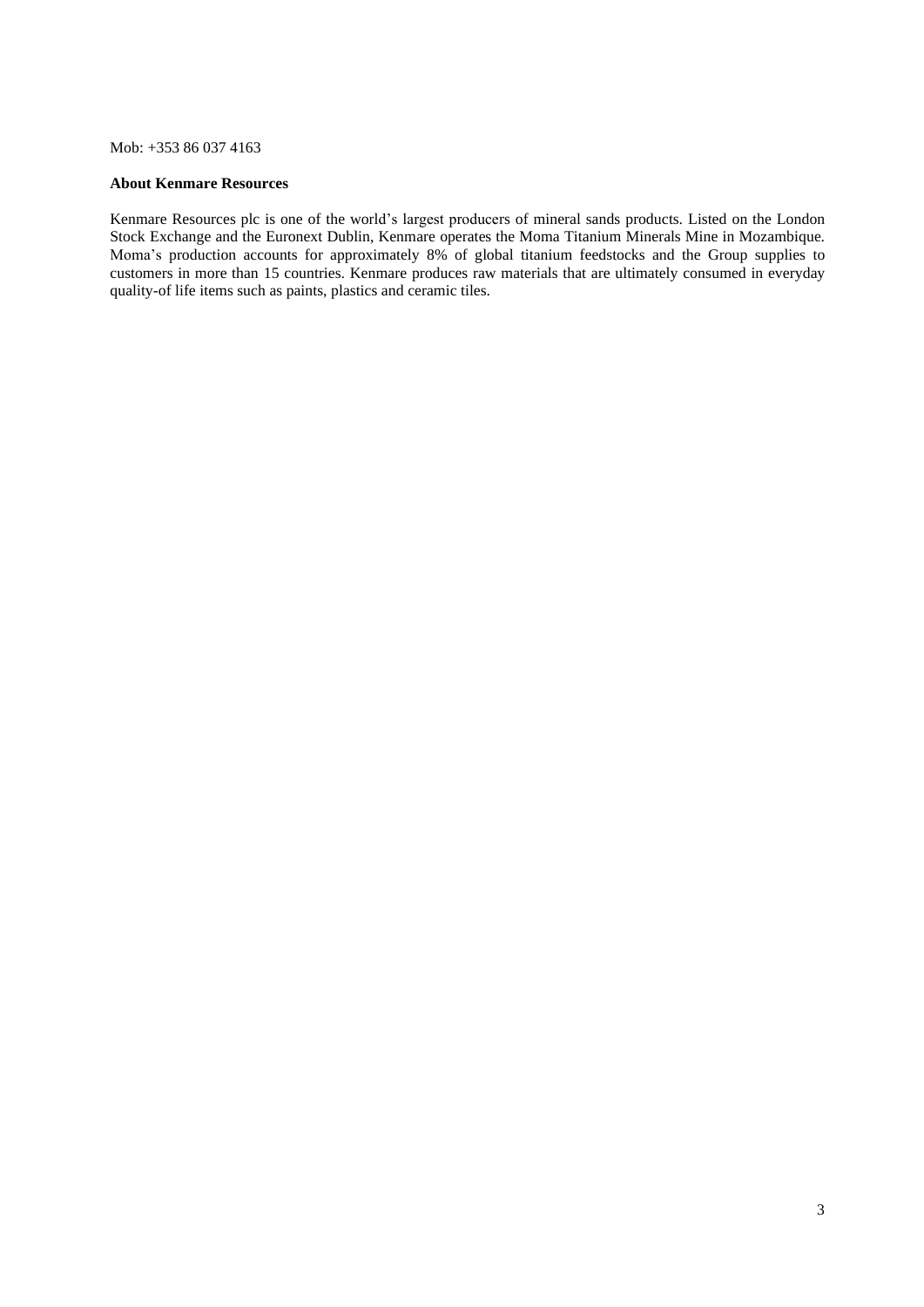Mob: +353 86 037 4163

**About Kenmare Resources**

Kenmare Resources plc is one of the world's largest producers of mineral sands products. Listed on the London Stock Exchange and the Euronext Dublin, Kenmare operates the Moma Titanium Minerals Mine in Mozambique. Moma's production accounts for approximately 8% of global titanium feedstocks and the Group supplies to customers in more than 15 countries. Kenmare produces raw materials that are ultimately consumed in everyday quality-of life items such as paints, plastics and ceramic tiles.